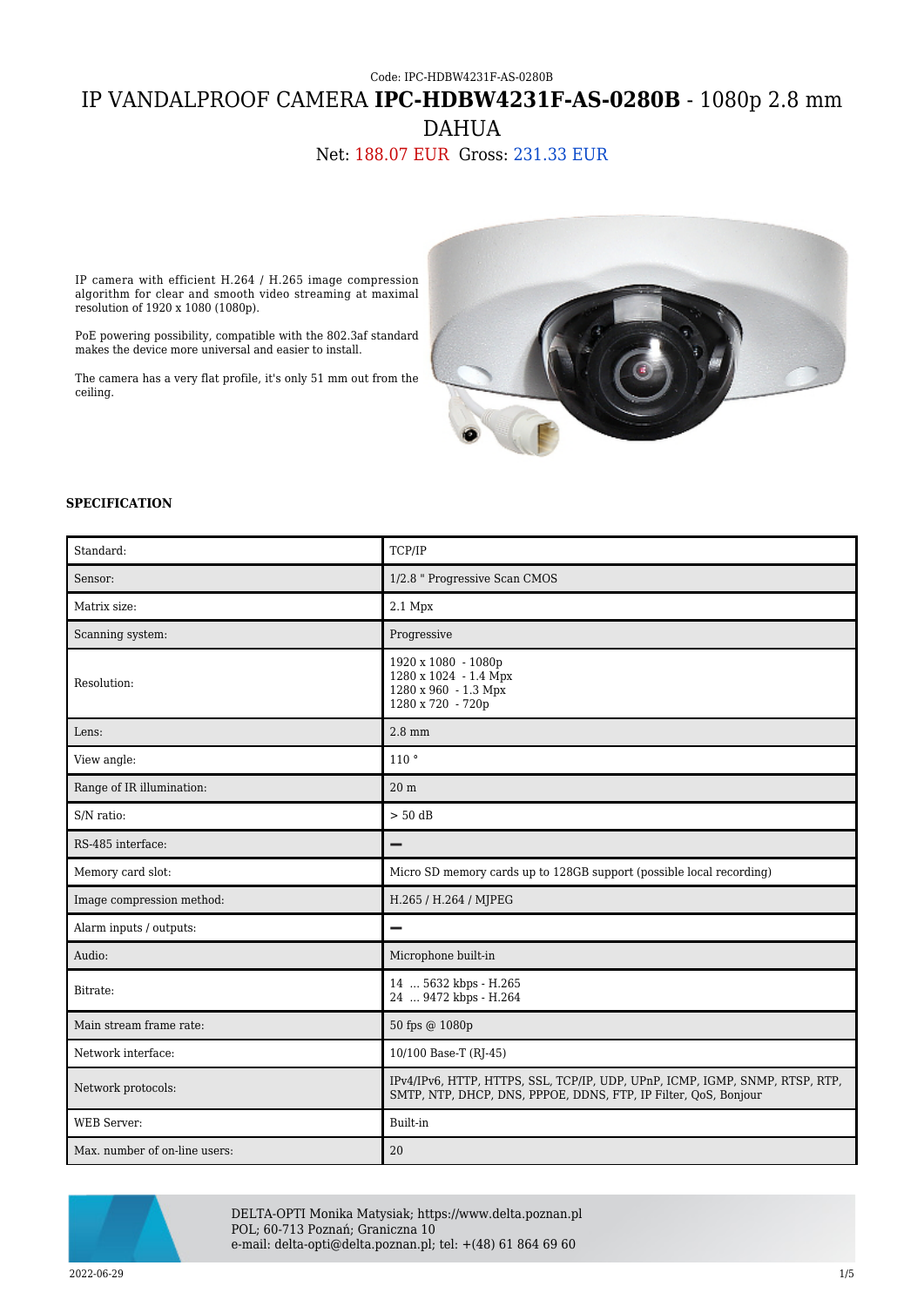Code: IPC-HDBW4231F-AS-0280B

# IP VANDALPROOF CAMERA **IPC-HDBW4231F-AS-0280B** - 1080p 2.8 mm DAHUA

Net: 188.07 EUR Gross: 231.33 EUR

IP camera with efficient H.264 / H.265 image compression algorithm for clear and smooth video streaming at maximal resolution of 1920 x 1080 (1080p).

PoE powering possibility, compatible with the 802.3af standard makes the device more universal and easier to install.

The camera has a very flat profile, it's only 51 mm out from the ceiling.

**SPECIFICATION**

| | |
|---|---|
| Standard: | TCP/IP |
| Sensor: | 1/2.8 " Progressive Scan CMOS |
| Matrix size: | 2.1 Mpx |
| Scanning system: | Progressive |
| Resolution: | 1920 x 1080 - 1080p<br>1280 x 1024 - 1.4 Mpx<br>1280 x 960 - 1.3 Mpx<br>1280 x 720 - 720p |
| Lens: | 2.8 mm |
| View angle: | 110 ° |
| Range of IR illumination: | 20 m |
| S/N ratio: | > 50 dB |
| RS-485 interface: | – |
| Memory card slot: | Micro SD memory cards up to 128GB support (possible local recording) |
| Image compression method: | H.265 / H.264 / MJPEG |
| Alarm inputs / outputs: | – |
| Audio: | Microphone built-in |
| Bitrate: | 14 ... 5632 kbps - H.265<br>24 ... 9472 kbps - H.264 |
| Main stream frame rate: | 50 fps @ 1080p |
| Network interface: | 10/100 Base-T (RJ-45) |
| Network protocols: | IPv4/IPv6, HTTP, HTTPS, SSL, TCP/IP, UDP, UPnP, ICMP, IGMP, SNMP, RTSP, RTP, SMTP, NTP, DHCP, DNS, PPPOE, DDNS, FTP, IP Filter, QoS, Bonjour |
| WEB Server: | Built-in |
| Max. number of on-line users: | 20 |

DELTA-OPTI Monika Matysiak; https://www.delta.poznan.pl
POL; 60-713 Poznań; Graniczna 10
e-mail: delta-opti@delta.poznan.pl; tel: +(48) 61 864 69 60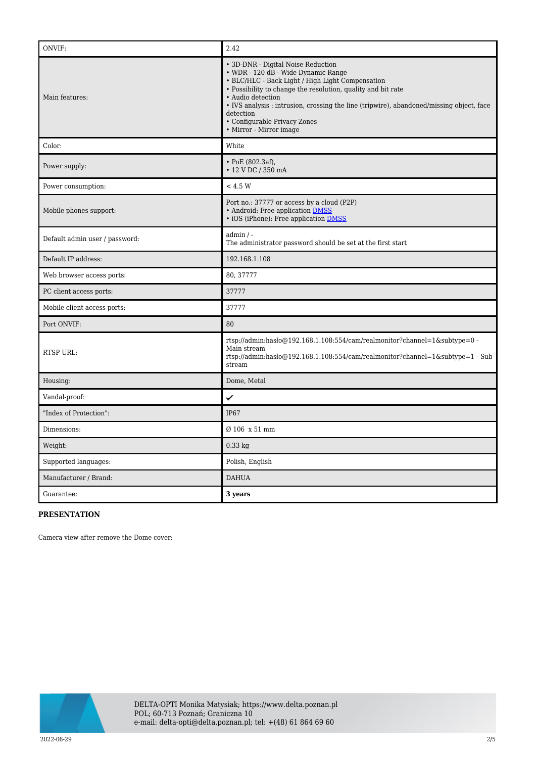| | |
|---|---|
| ONVIF: | 2.42 |
| Main features: | • 3D-DNR - Digital Noise Reduction<br>• WDR - 120 dB - Wide Dynamic Range<br>• BLC/HLC - Back Light / High Light Compensation<br>• Possibility to change the resolution, quality and bit rate<br>• Audio detection<br>• IVS analysis : intrusion, crossing the line (tripwire), abandoned/missing object, face detection<br>• Configurable Privacy Zones<br>• Mirror - Mirror image |
| Color: | White |
| Power supply: | • PoE (802.3af),<br>• 12 V DC / 350 mA |
| Power consumption: | < 4.5 W |
| Mobile phones support: | Port no.: 37777 or access by a cloud (P2P)<br>• Android: Free application DMSS<br>• iOS (iPhone): Free application DMSS |
| Default admin user / password: | admin / -<br>The administrator password should be set at the first start |
| Default IP address: | 192.168.1.108 |
| Web browser access ports: | 80, 37777 |
| PC client access ports: | 37777 |
| Mobile client access ports: | 37777 |
| Port ONVIF: | 80 |
| RTSP URL: | rtsp://admin:hasło@192.168.1.108:554/cam/realmonitor?channel=1&subtype=0 - Main stream<br>rtsp://admin:hasło@192.168.1.108:554/cam/realmonitor?channel=1&subtype=1 - Sub stream |
| Housing: | Dome, Metal |
| Vandal-proof: | ✔ |
| "Index of Protection": | IP67 |
| Dimensions: | Ø 106  x 51 mm |
| Weight: | 0.33 kg |
| Supported languages: | Polish, English |
| Manufacturer / Brand: | DAHUA |
| Guarantee: | **3 years** |

**PRESENTATION**

Camera view after remove the Dome cover: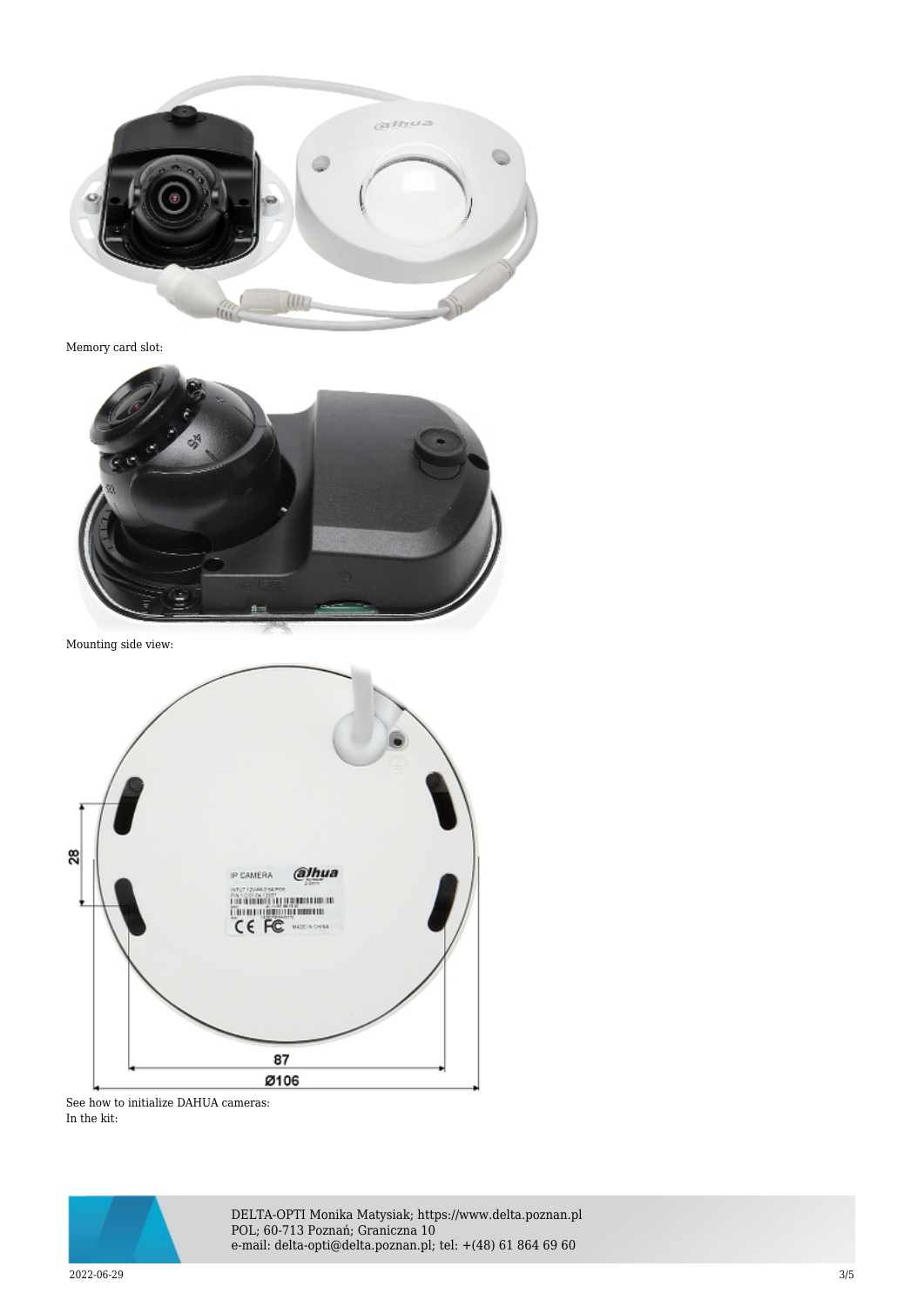Memory card slot:

Mounting side view:

See how to initialize DAHUA cameras:
In the kit: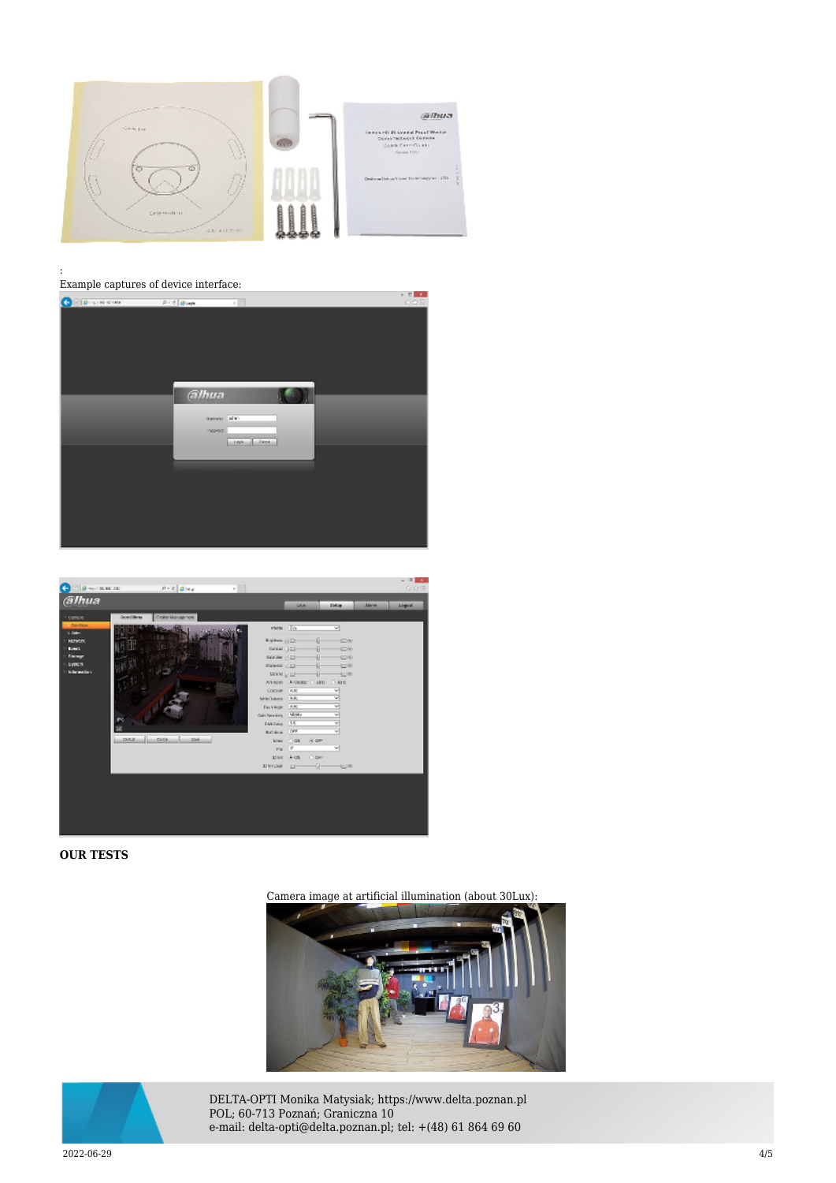:

Example captures of device interface:

**OUR TESTS**

Camera image at artificial illumination (about 30Lux):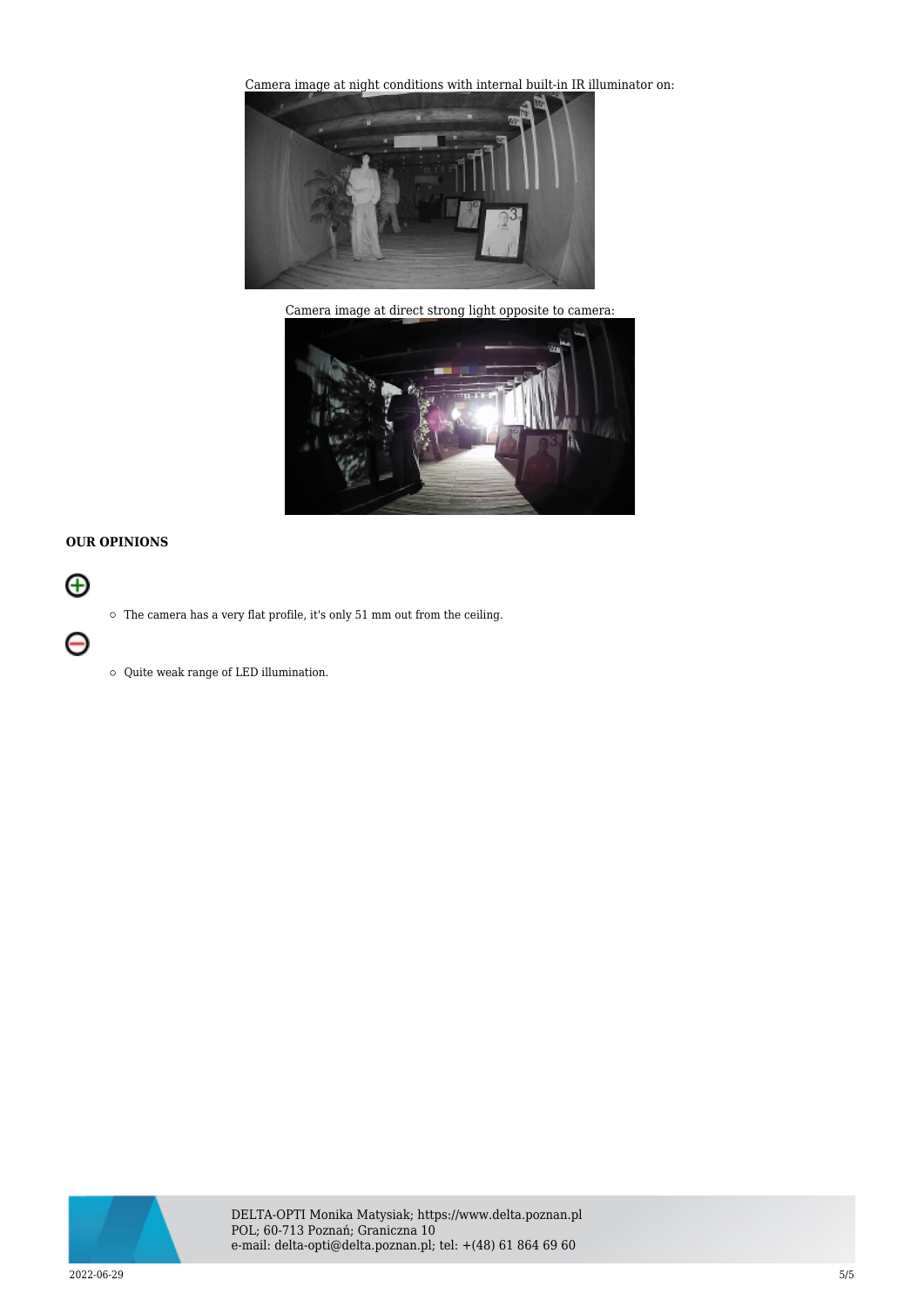Camera image at night conditions with internal built-in IR illuminator on:

Camera image at direct strong light opposite to camera:

**OUR OPINIONS**

⊕

- The camera has a very flat profile, it's only 51 mm out from the ceiling.

⊖

- Quite weak range of LED illumination.